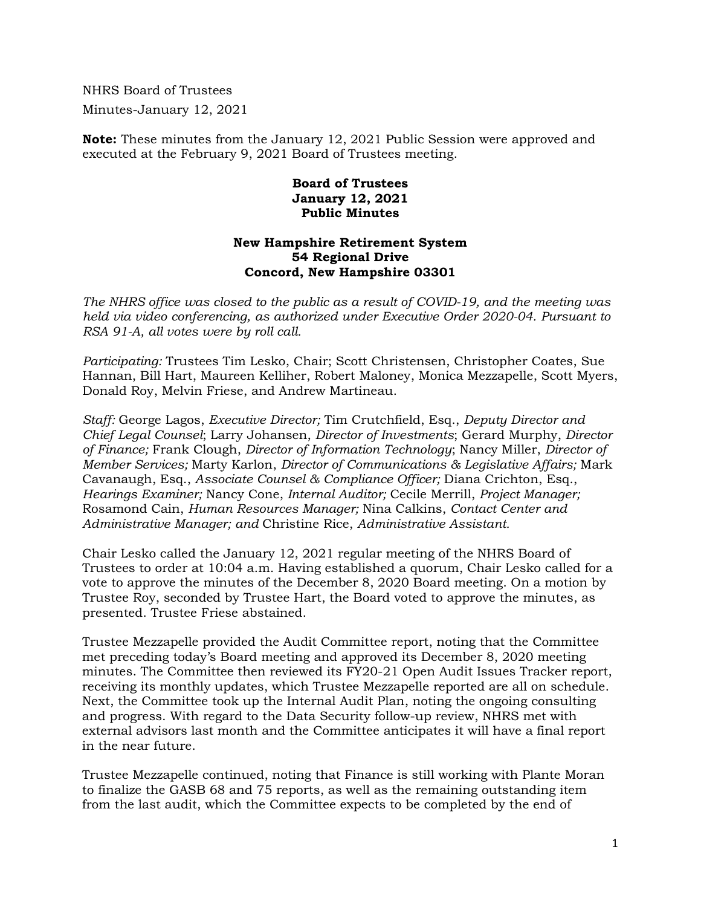NHRS Board of Trustees

Minutes-January 12, 2021

**Note:** These minutes from the January 12, 2021 Public Session were approved and executed at the February 9, 2021 Board of Trustees meeting.

**Board of Trustees**
**January 12, 2021**
**Public Minutes**

**New Hampshire Retirement System**
**54 Regional Drive**
**Concord, New Hampshire 03301**

*The NHRS office was closed to the public as a result of COVID-19, and the meeting was held via video conferencing, as authorized under Executive Order 2020-04. Pursuant to RSA 91-A, all votes were by roll call.*

*Participating:* Trustees Tim Lesko, Chair; Scott Christensen, Christopher Coates, Sue Hannan, Bill Hart, Maureen Kelliher, Robert Maloney, Monica Mezzapelle, Scott Myers, Donald Roy, Melvin Friese, and Andrew Martineau.

*Staff:* George Lagos, *Executive Director;* Tim Crutchfield, Esq., *Deputy Director and Chief Legal Counsel*; Larry Johansen, *Director of Investments*; Gerard Murphy, *Director of Finance;* Frank Clough, *Director of Information Technology*; Nancy Miller, *Director of Member Services;* Marty Karlon, *Director of Communications & Legislative Affairs;* Mark Cavanaugh, Esq., *Associate Counsel & Compliance Officer;* Diana Crichton, Esq., *Hearings Examiner;* Nancy Cone, *Internal Auditor;* Cecile Merrill, *Project Manager;* Rosamond Cain, *Human Resources Manager;* Nina Calkins, *Contact Center and Administrative Manager; and* Christine Rice, *Administrative Assistant.*

Chair Lesko called the January 12, 2021 regular meeting of the NHRS Board of Trustees to order at 10:04 a.m. Having established a quorum, Chair Lesko called for a vote to approve the minutes of the December 8, 2020 Board meeting. On a motion by Trustee Roy, seconded by Trustee Hart, the Board voted to approve the minutes, as presented. Trustee Friese abstained.

Trustee Mezzapelle provided the Audit Committee report, noting that the Committee met preceding today's Board meeting and approved its December 8, 2020 meeting minutes. The Committee then reviewed its FY20-21 Open Audit Issues Tracker report, receiving its monthly updates, which Trustee Mezzapelle reported are all on schedule. Next, the Committee took up the Internal Audit Plan, noting the ongoing consulting and progress. With regard to the Data Security follow-up review, NHRS met with external advisors last month and the Committee anticipates it will have a final report in the near future.

Trustee Mezzapelle continued, noting that Finance is still working with Plante Moran to finalize the GASB 68 and 75 reports, as well as the remaining outstanding item from the last audit, which the Committee expects to be completed by the end of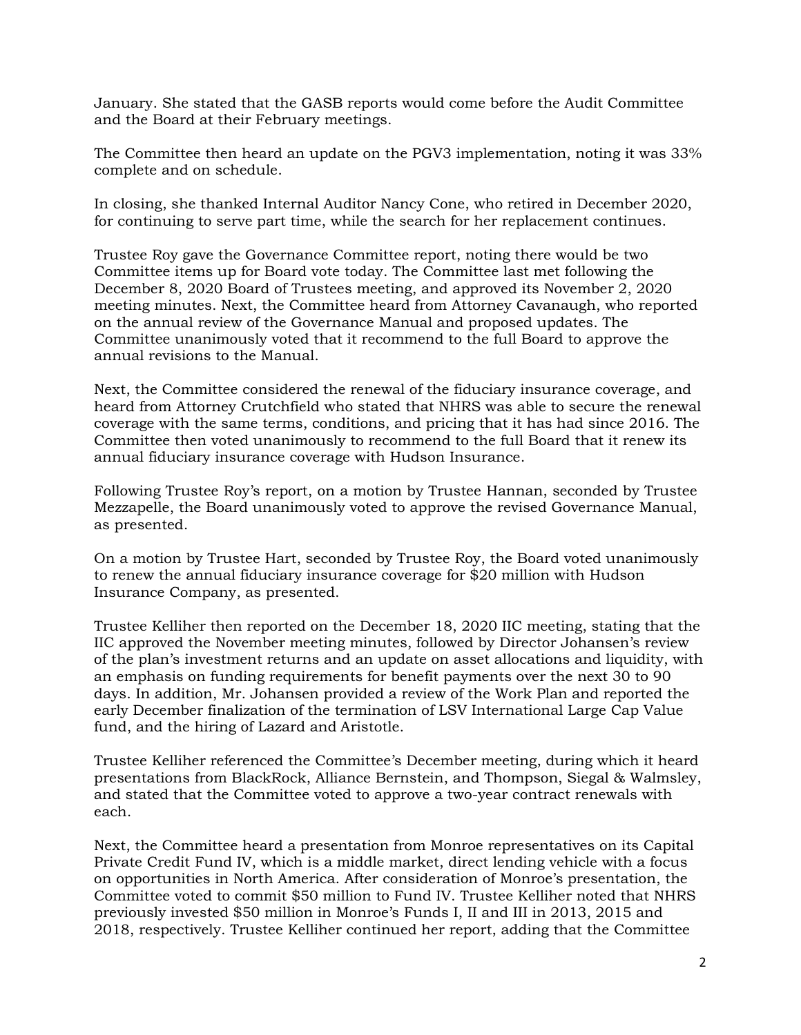January. She stated that the GASB reports would come before the Audit Committee and the Board at their February meetings.

The Committee then heard an update on the PGV3 implementation, noting it was 33% complete and on schedule.

In closing, she thanked Internal Auditor Nancy Cone, who retired in December 2020, for continuing to serve part time, while the search for her replacement continues.

Trustee Roy gave the Governance Committee report, noting there would be two Committee items up for Board vote today. The Committee last met following the December 8, 2020 Board of Trustees meeting, and approved its November 2, 2020 meeting minutes. Next, the Committee heard from Attorney Cavanaugh, who reported on the annual review of the Governance Manual and proposed updates. The Committee unanimously voted that it recommend to the full Board to approve the annual revisions to the Manual.

Next, the Committee considered the renewal of the fiduciary insurance coverage, and heard from Attorney Crutchfield who stated that NHRS was able to secure the renewal coverage with the same terms, conditions, and pricing that it has had since 2016. The Committee then voted unanimously to recommend to the full Board that it renew its annual fiduciary insurance coverage with Hudson Insurance.

Following Trustee Roy's report, on a motion by Trustee Hannan, seconded by Trustee Mezzapelle, the Board unanimously voted to approve the revised Governance Manual, as presented.

On a motion by Trustee Hart, seconded by Trustee Roy, the Board voted unanimously to renew the annual fiduciary insurance coverage for $20 million with Hudson Insurance Company, as presented.

Trustee Kelliher then reported on the December 18, 2020 IIC meeting, stating that the IIC approved the November meeting minutes, followed by Director Johansen's review of the plan's investment returns and an update on asset allocations and liquidity, with an emphasis on funding requirements for benefit payments over the next 30 to 90 days. In addition, Mr. Johansen provided a review of the Work Plan and reported the early December finalization of the termination of LSV International Large Cap Value fund, and the hiring of Lazard and Aristotle.

Trustee Kelliher referenced the Committee's December meeting, during which it heard presentations from BlackRock, Alliance Bernstein, and Thompson, Siegal & Walmsley, and stated that the Committee voted to approve a two-year contract renewals with each.

Next, the Committee heard a presentation from Monroe representatives on its Capital Private Credit Fund IV, which is a middle market, direct lending vehicle with a focus on opportunities in North America. After consideration of Monroe's presentation, the Committee voted to commit $50 million to Fund IV. Trustee Kelliher noted that NHRS previously invested $50 million in Monroe's Funds I, II and III in 2013, 2015 and 2018, respectively. Trustee Kelliher continued her report, adding that the Committee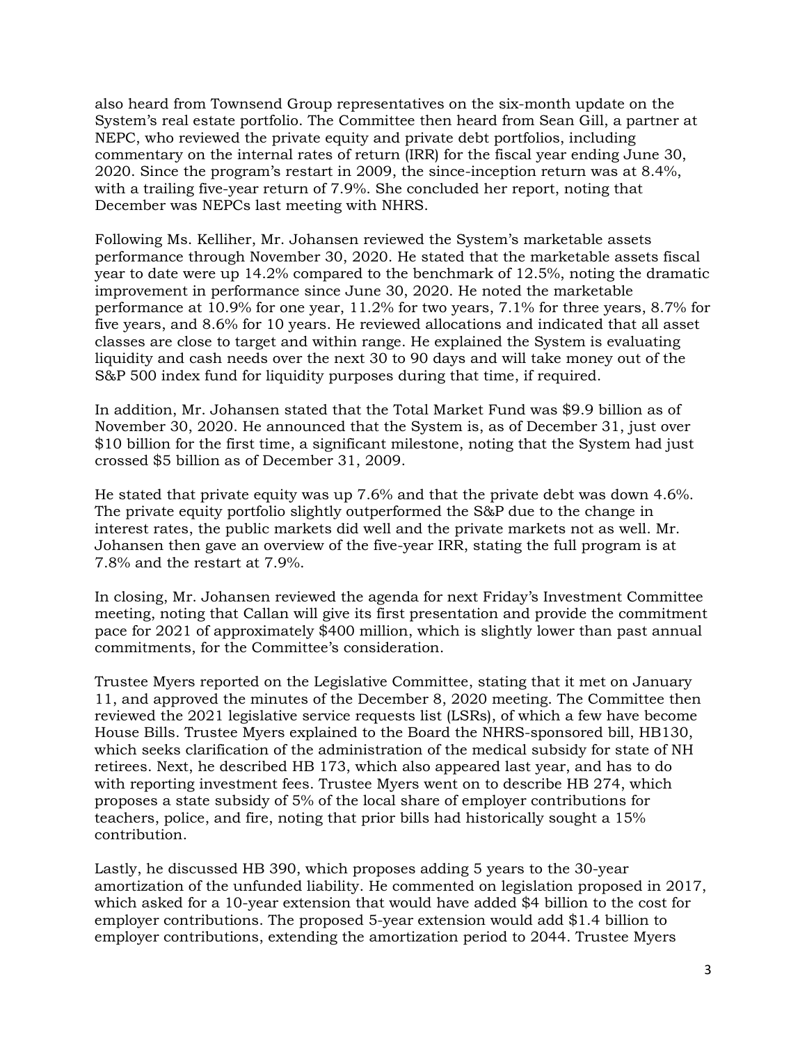also heard from Townsend Group representatives on the six-month update on the System's real estate portfolio. The Committee then heard from Sean Gill, a partner at NEPC, who reviewed the private equity and private debt portfolios, including commentary on the internal rates of return (IRR) for the fiscal year ending June 30, 2020. Since the program's restart in 2009, the since-inception return was at 8.4%, with a trailing five-year return of 7.9%. She concluded her report, noting that December was NEPCs last meeting with NHRS.

Following Ms. Kelliher, Mr. Johansen reviewed the System's marketable assets performance through November 30, 2020. He stated that the marketable assets fiscal year to date were up 14.2% compared to the benchmark of 12.5%, noting the dramatic improvement in performance since June 30, 2020. He noted the marketable performance at 10.9% for one year, 11.2% for two years, 7.1% for three years, 8.7% for five years, and 8.6% for 10 years. He reviewed allocations and indicated that all asset classes are close to target and within range. He explained the System is evaluating liquidity and cash needs over the next 30 to 90 days and will take money out of the S&P 500 index fund for liquidity purposes during that time, if required.

In addition, Mr. Johansen stated that the Total Market Fund was $9.9 billion as of November 30, 2020. He announced that the System is, as of December 31, just over $10 billion for the first time, a significant milestone, noting that the System had just crossed $5 billion as of December 31, 2009.

He stated that private equity was up 7.6% and that the private debt was down 4.6%. The private equity portfolio slightly outperformed the S&P due to the change in interest rates, the public markets did well and the private markets not as well. Mr. Johansen then gave an overview of the five-year IRR, stating the full program is at 7.8% and the restart at 7.9%.

In closing, Mr. Johansen reviewed the agenda for next Friday's Investment Committee meeting, noting that Callan will give its first presentation and provide the commitment pace for 2021 of approximately $400 million, which is slightly lower than past annual commitments, for the Committee's consideration.

Trustee Myers reported on the Legislative Committee, stating that it met on January 11, and approved the minutes of the December 8, 2020 meeting. The Committee then reviewed the 2021 legislative service requests list (LSRs), of which a few have become House Bills. Trustee Myers explained to the Board the NHRS-sponsored bill, HB130, which seeks clarification of the administration of the medical subsidy for state of NH retirees. Next, he described HB 173, which also appeared last year, and has to do with reporting investment fees. Trustee Myers went on to describe HB 274, which proposes a state subsidy of 5% of the local share of employer contributions for teachers, police, and fire, noting that prior bills had historically sought a 15% contribution.

Lastly, he discussed HB 390, which proposes adding 5 years to the 30-year amortization of the unfunded liability. He commented on legislation proposed in 2017, which asked for a 10-year extension that would have added $4 billion to the cost for employer contributions. The proposed 5-year extension would add $1.4 billion to employer contributions, extending the amortization period to 2044. Trustee Myers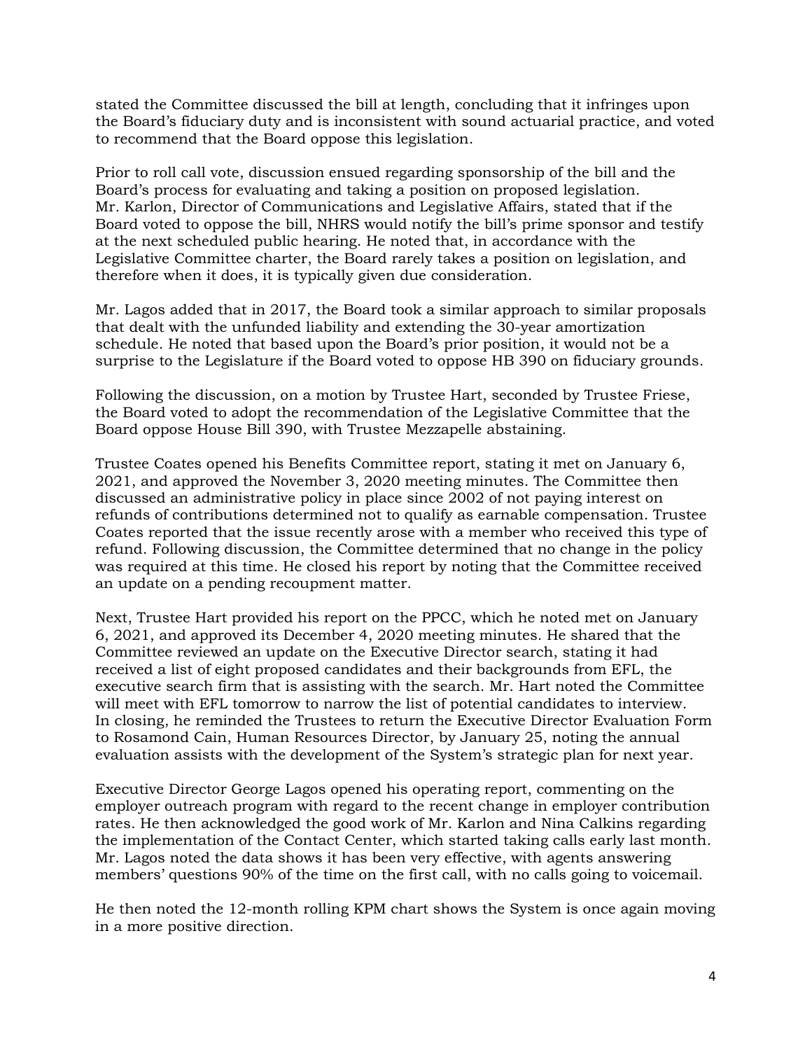stated the Committee discussed the bill at length, concluding that it infringes upon the Board's fiduciary duty and is inconsistent with sound actuarial practice, and voted to recommend that the Board oppose this legislation.

Prior to roll call vote, discussion ensued regarding sponsorship of the bill and the Board's process for evaluating and taking a position on proposed legislation. Mr. Karlon, Director of Communications and Legislative Affairs, stated that if the Board voted to oppose the bill, NHRS would notify the bill's prime sponsor and testify at the next scheduled public hearing. He noted that, in accordance with the Legislative Committee charter, the Board rarely takes a position on legislation, and therefore when it does, it is typically given due consideration.

Mr. Lagos added that in 2017, the Board took a similar approach to similar proposals that dealt with the unfunded liability and extending the 30-year amortization schedule. He noted that based upon the Board's prior position, it would not be a surprise to the Legislature if the Board voted to oppose HB 390 on fiduciary grounds.

Following the discussion, on a motion by Trustee Hart, seconded by Trustee Friese, the Board voted to adopt the recommendation of the Legislative Committee that the Board oppose House Bill 390, with Trustee Mezzapelle abstaining.

Trustee Coates opened his Benefits Committee report, stating it met on January 6, 2021, and approved the November 3, 2020 meeting minutes. The Committee then discussed an administrative policy in place since 2002 of not paying interest on refunds of contributions determined not to qualify as earnable compensation. Trustee Coates reported that the issue recently arose with a member who received this type of refund. Following discussion, the Committee determined that no change in the policy was required at this time. He closed his report by noting that the Committee received an update on a pending recoupment matter.

Next, Trustee Hart provided his report on the PPCC, which he noted met on January 6, 2021, and approved its December 4, 2020 meeting minutes. He shared that the Committee reviewed an update on the Executive Director search, stating it had received a list of eight proposed candidates and their backgrounds from EFL, the executive search firm that is assisting with the search. Mr. Hart noted the Committee will meet with EFL tomorrow to narrow the list of potential candidates to interview. In closing, he reminded the Trustees to return the Executive Director Evaluation Form to Rosamond Cain, Human Resources Director, by January 25, noting the annual evaluation assists with the development of the System's strategic plan for next year.

Executive Director George Lagos opened his operating report, commenting on the employer outreach program with regard to the recent change in employer contribution rates. He then acknowledged the good work of Mr. Karlon and Nina Calkins regarding the implementation of the Contact Center, which started taking calls early last month. Mr. Lagos noted the data shows it has been very effective, with agents answering members' questions 90% of the time on the first call, with no calls going to voicemail.

He then noted the 12-month rolling KPM chart shows the System is once again moving in a more positive direction.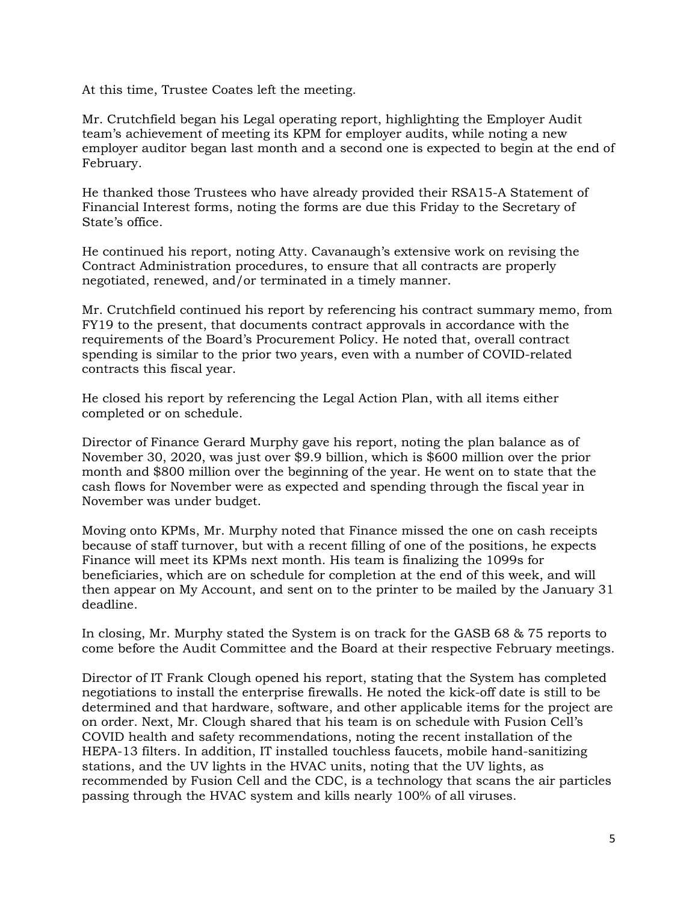At this time, Trustee Coates left the meeting.

Mr. Crutchfield began his Legal operating report, highlighting the Employer Audit team's achievement of meeting its KPM for employer audits, while noting a new employer auditor began last month and a second one is expected to begin at the end of February.

He thanked those Trustees who have already provided their RSA15-A Statement of Financial Interest forms, noting the forms are due this Friday to the Secretary of State's office.

He continued his report, noting Atty. Cavanaugh's extensive work on revising the Contract Administration procedures, to ensure that all contracts are properly negotiated, renewed, and/or terminated in a timely manner.

Mr. Crutchfield continued his report by referencing his contract summary memo, from FY19 to the present, that documents contract approvals in accordance with the requirements of the Board's Procurement Policy. He noted that, overall contract spending is similar to the prior two years, even with a number of COVID-related contracts this fiscal year.

He closed his report by referencing the Legal Action Plan, with all items either completed or on schedule.

Director of Finance Gerard Murphy gave his report, noting the plan balance as of November 30, 2020, was just over $9.9 billion, which is $600 million over the prior month and $800 million over the beginning of the year. He went on to state that the cash flows for November were as expected and spending through the fiscal year in November was under budget.

Moving onto KPMs, Mr. Murphy noted that Finance missed the one on cash receipts because of staff turnover, but with a recent filling of one of the positions, he expects Finance will meet its KPMs next month. His team is finalizing the 1099s for beneficiaries, which are on schedule for completion at the end of this week, and will then appear on My Account, and sent on to the printer to be mailed by the January 31 deadline.

In closing, Mr. Murphy stated the System is on track for the GASB 68 & 75 reports to come before the Audit Committee and the Board at their respective February meetings.

Director of IT Frank Clough opened his report, stating that the System has completed negotiations to install the enterprise firewalls. He noted the kick-off date is still to be determined and that hardware, software, and other applicable items for the project are on order. Next, Mr. Clough shared that his team is on schedule with Fusion Cell's COVID health and safety recommendations, noting the recent installation of the HEPA-13 filters. In addition, IT installed touchless faucets, mobile hand-sanitizing stations, and the UV lights in the HVAC units, noting that the UV lights, as recommended by Fusion Cell and the CDC, is a technology that scans the air particles passing through the HVAC system and kills nearly 100% of all viruses.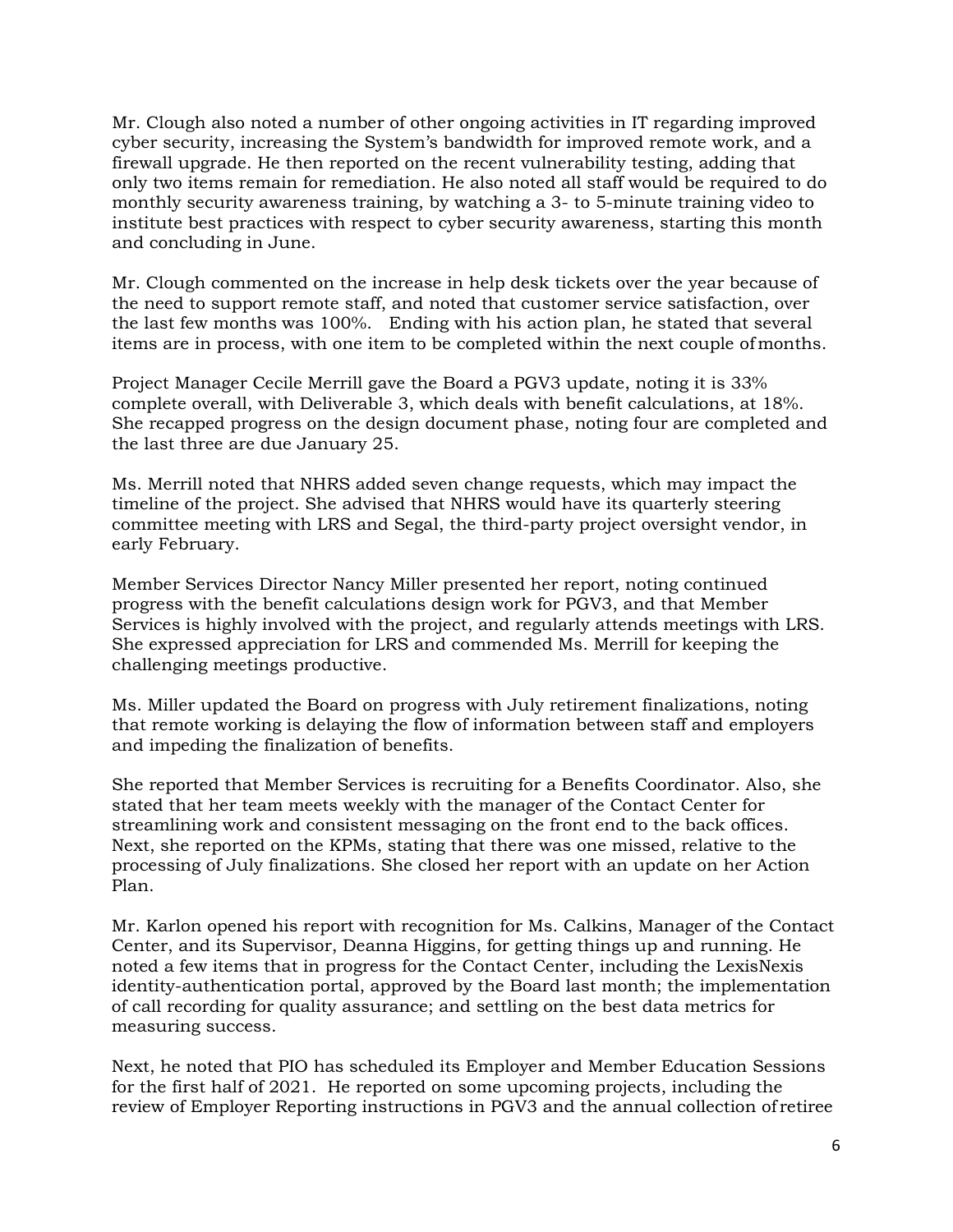Mr. Clough also noted a number of other ongoing activities in IT regarding improved cyber security, increasing the System's bandwidth for improved remote work, and a firewall upgrade. He then reported on the recent vulnerability testing, adding that only two items remain for remediation. He also noted all staff would be required to do monthly security awareness training, by watching a 3- to 5-minute training video to institute best practices with respect to cyber security awareness, starting this month and concluding in June.

Mr. Clough commented on the increase in help desk tickets over the year because of the need to support remote staff, and noted that customer service satisfaction, over the last few months was 100%. Ending with his action plan, he stated that several items are in process, with one item to be completed within the next couple of months.

Project Manager Cecile Merrill gave the Board a PGV3 update, noting it is 33% complete overall, with Deliverable 3, which deals with benefit calculations, at 18%. She recapped progress on the design document phase, noting four are completed and the last three are due January 25.

Ms. Merrill noted that NHRS added seven change requests, which may impact the timeline of the project. She advised that NHRS would have its quarterly steering committee meeting with LRS and Segal, the third-party project oversight vendor, in early February.

Member Services Director Nancy Miller presented her report, noting continued progress with the benefit calculations design work for PGV3, and that Member Services is highly involved with the project, and regularly attends meetings with LRS. She expressed appreciation for LRS and commended Ms. Merrill for keeping the challenging meetings productive.

Ms. Miller updated the Board on progress with July retirement finalizations, noting that remote working is delaying the flow of information between staff and employers and impeding the finalization of benefits.

She reported that Member Services is recruiting for a Benefits Coordinator. Also, she stated that her team meets weekly with the manager of the Contact Center for streamlining work and consistent messaging on the front end to the back offices. Next, she reported on the KPMs, stating that there was one missed, relative to the processing of July finalizations. She closed her report with an update on her Action Plan.

Mr. Karlon opened his report with recognition for Ms. Calkins, Manager of the Contact Center, and its Supervisor, Deanna Higgins, for getting things up and running. He noted a few items that in progress for the Contact Center, including the LexisNexis identity-authentication portal, approved by the Board last month; the implementation of call recording for quality assurance; and settling on the best data metrics for measuring success.

Next, he noted that PIO has scheduled its Employer and Member Education Sessions for the first half of 2021. He reported on some upcoming projects, including the review of Employer Reporting instructions in PGV3 and the annual collection of retiree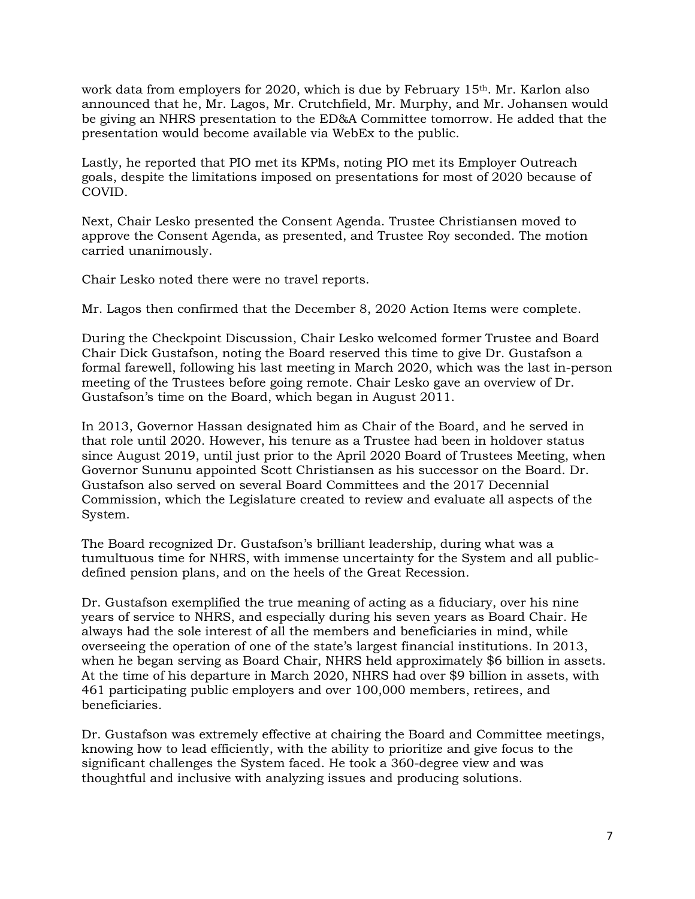work data from employers for 2020, which is due by February 15th. Mr. Karlon also announced that he, Mr. Lagos, Mr. Crutchfield, Mr. Murphy, and Mr. Johansen would be giving an NHRS presentation to the ED&A Committee tomorrow. He added that the presentation would become available via WebEx to the public.

Lastly, he reported that PIO met its KPMs, noting PIO met its Employer Outreach goals, despite the limitations imposed on presentations for most of 2020 because of COVID.

Next, Chair Lesko presented the Consent Agenda. Trustee Christiansen moved to approve the Consent Agenda, as presented, and Trustee Roy seconded. The motion carried unanimously.

Chair Lesko noted there were no travel reports.

Mr. Lagos then confirmed that the December 8, 2020 Action Items were complete.

During the Checkpoint Discussion, Chair Lesko welcomed former Trustee and Board Chair Dick Gustafson, noting the Board reserved this time to give Dr. Gustafson a formal farewell, following his last meeting in March 2020, which was the last in-person meeting of the Trustees before going remote. Chair Lesko gave an overview of Dr. Gustafson's time on the Board, which began in August 2011.

In 2013, Governor Hassan designated him as Chair of the Board, and he served in that role until 2020. However, his tenure as a Trustee had been in holdover status since August 2019, until just prior to the April 2020 Board of Trustees Meeting, when Governor Sununu appointed Scott Christiansen as his successor on the Board. Dr. Gustafson also served on several Board Committees and the 2017 Decennial Commission, which the Legislature created to review and evaluate all aspects of the System.

The Board recognized Dr. Gustafson's brilliant leadership, during what was a tumultuous time for NHRS, with immense uncertainty for the System and all public-defined pension plans, and on the heels of the Great Recession.

Dr. Gustafson exemplified the true meaning of acting as a fiduciary, over his nine years of service to NHRS, and especially during his seven years as Board Chair. He always had the sole interest of all the members and beneficiaries in mind, while overseeing the operation of one of the state's largest financial institutions. In 2013, when he began serving as Board Chair, NHRS held approximately $6 billion in assets. At the time of his departure in March 2020, NHRS had over $9 billion in assets, with 461 participating public employers and over 100,000 members, retirees, and beneficiaries.

Dr. Gustafson was extremely effective at chairing the Board and Committee meetings, knowing how to lead efficiently, with the ability to prioritize and give focus to the significant challenges the System faced. He took a 360-degree view and was thoughtful and inclusive with analyzing issues and producing solutions.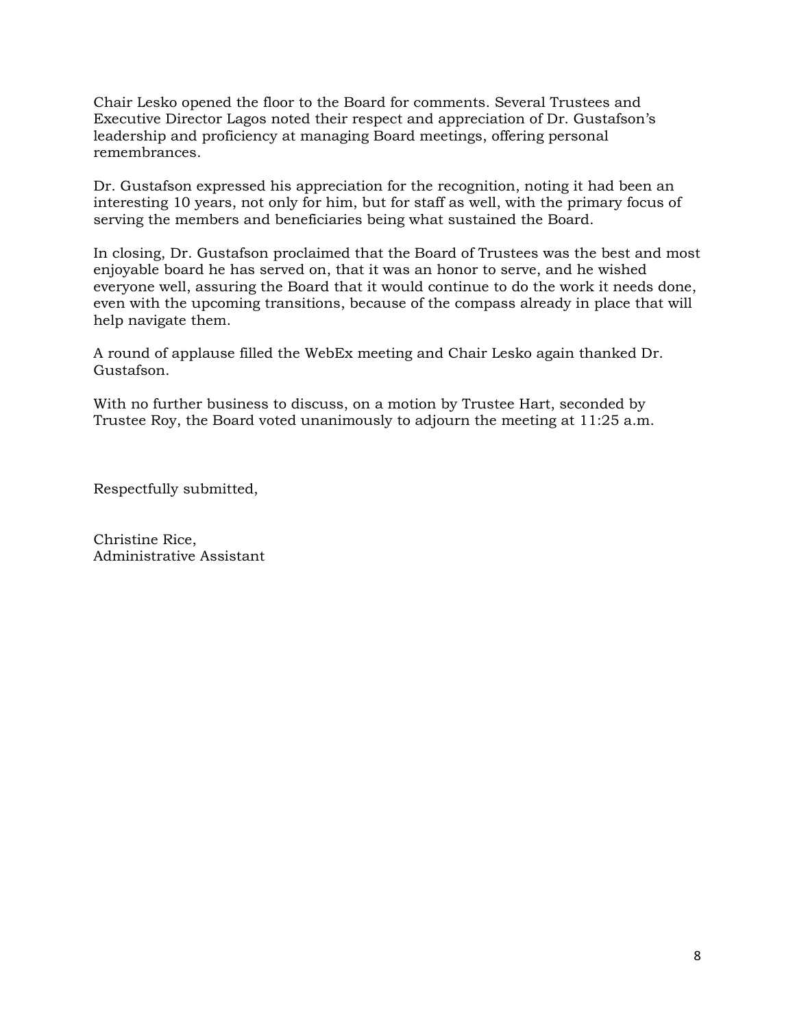Chair Lesko opened the floor to the Board for comments. Several Trustees and Executive Director Lagos noted their respect and appreciation of Dr. Gustafson's leadership and proficiency at managing Board meetings, offering personal remembrances.

Dr. Gustafson expressed his appreciation for the recognition, noting it had been an interesting 10 years, not only for him, but for staff as well, with the primary focus of serving the members and beneficiaries being what sustained the Board.

In closing, Dr. Gustafson proclaimed that the Board of Trustees was the best and most enjoyable board he has served on, that it was an honor to serve, and he wished everyone well, assuring the Board that it would continue to do the work it needs done, even with the upcoming transitions, because of the compass already in place that will help navigate them.

A round of applause filled the WebEx meeting and Chair Lesko again thanked Dr. Gustafson.

With no further business to discuss, on a motion by Trustee Hart, seconded by Trustee Roy, the Board voted unanimously to adjourn the meeting at 11:25 a.m.

Respectfully submitted,

Christine Rice,
Administrative Assistant